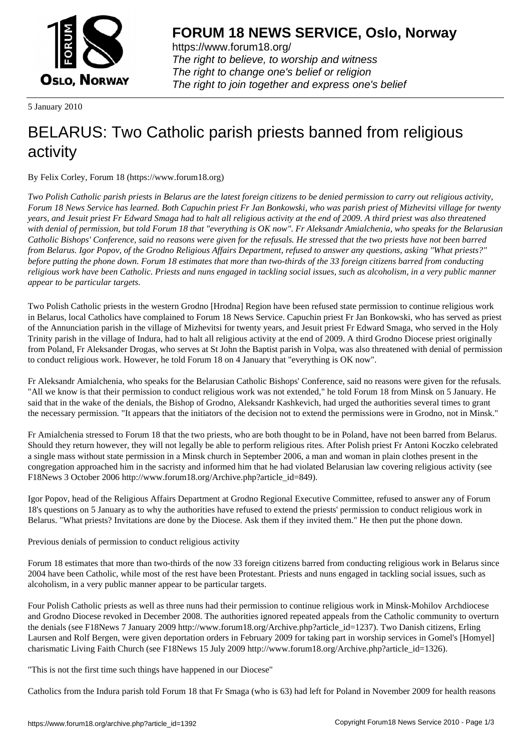# FORUM 18 NEWS SERVICE, Oslo, Norway

https://www.forum18.org/
*The right to believe, to worship and witness*
*The right to change one's belief or religion*
*The right to join together and express one's belief*

5 January 2010

# BELARUS: Two Catholic parish priests banned from religious activity

By Felix Corley, Forum 18 (https://www.forum18.org)

*Two Polish Catholic parish priests in Belarus are the latest foreign citizens to be denied permission to carry out religious activity, Forum 18 News Service has learned. Both Capuchin priest Fr Jan Bonkowski, who was parish priest of Mizhevitsi village for twenty years, and Jesuit priest Fr Edward Smaga had to halt all religious activity at the end of 2009. A third priest was also threatened with denial of permission, but told Forum 18 that "everything is OK now". Fr Aleksandr Amialchenia, who speaks for the Belarusian Catholic Bishops' Conference, said no reasons were given for the refusals. He stressed that the two priests have not been barred from Belarus. Igor Popov, of the Grodno Religious Affairs Department, refused to answer any questions, asking "What priests?" before putting the phone down. Forum 18 estimates that more than two-thirds of the 33 foreign citizens barred from conducting religious work have been Catholic. Priests and nuns engaged in tackling social issues, such as alcoholism, in a very public manner appear to be particular targets.*

Two Polish Catholic priests in the western Grodno [Hrodna] Region have been refused state permission to continue religious work in Belarus, local Catholics have complained to Forum 18 News Service. Capuchin priest Fr Jan Bonkowski, who has served as priest of the Annunciation parish in the village of Mizhevitsi for twenty years, and Jesuit priest Fr Edward Smaga, who served in the Holy Trinity parish in the village of Indura, had to halt all religious activity at the end of 2009. A third Grodno Diocese priest originally from Poland, Fr Aleksander Drogas, who serves at St John the Baptist parish in Volpa, was also threatened with denial of permission to conduct religious work. However, he told Forum 18 on 4 January that "everything is OK now".

Fr Aleksandr Amialchenia, who speaks for the Belarusian Catholic Bishops' Conference, said no reasons were given for the refusals. "All we know is that their permission to conduct religious work was not extended," he told Forum 18 from Minsk on 5 January. He said that in the wake of the denials, the Bishop of Grodno, Aleksandr Kashkevich, had urged the authorities several times to grant the necessary permission. "It appears that the initiators of the decision not to extend the permissions were in Grodno, not in Minsk."

Fr Amialchenia stressed to Forum 18 that the two priests, who are both thought to be in Poland, have not been barred from Belarus. Should they return however, they will not legally be able to perform religious rites. After Polish priest Fr Antoni Koczko celebrated a single mass without state permission in a Minsk church in September 2006, a man and woman in plain clothes present in the congregation approached him in the sacristy and informed him that he had violated Belarusian law covering religious activity (see F18News 3 October 2006 http://www.forum18.org/Archive.php?article_id=849).

Igor Popov, head of the Religious Affairs Department at Grodno Regional Executive Committee, refused to answer any of Forum 18's questions on 5 January as to why the authorities have refused to extend the priests' permission to conduct religious work in Belarus. "What priests? Invitations are done by the Diocese. Ask them if they invited them." He then put the phone down.

## Previous denials of permission to conduct religious activity

Forum 18 estimates that more than two-thirds of the now 33 foreign citizens barred from conducting religious work in Belarus since 2004 have been Catholic, while most of the rest have been Protestant. Priests and nuns engaged in tackling social issues, such as alcoholism, in a very public manner appear to be particular targets.

Four Polish Catholic priests as well as three nuns had their permission to continue religious work in Minsk-Mohilov Archdiocese and Grodno Diocese revoked in December 2008. The authorities ignored repeated appeals from the Catholic community to overturn the denials (see F18News 7 January 2009 http://www.forum18.org/Archive.php?article_id=1237). Two Danish citizens, Erling Laursen and Rolf Bergen, were given deportation orders in February 2009 for taking part in worship services in Gomel's [Homyel] charismatic Living Faith Church (see F18News 15 July 2009 http://www.forum18.org/Archive.php?article_id=1326).

## "This is not the first time such things have happened in our Diocese"

Catholics from the Indura parish told Forum 18 that Fr Smaga (who is 63) had left for Poland in November 2009 for health reasons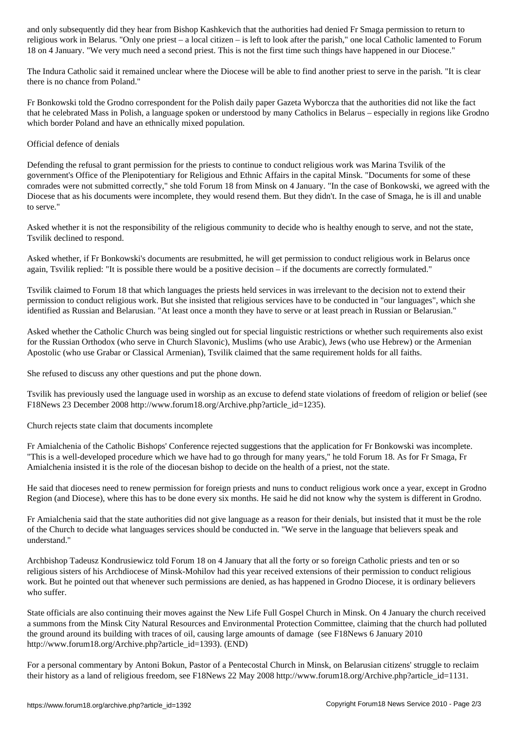and only subsequently did they hear from Bishop Kashkevich that the authorities had denied Fr Smaga permission to return to religious work in Belarus. "Only one priest – a local citizen – is left to look after the parish," one local Catholic lamented to Forum 18 on 4 January. "We very much need a second priest. This is not the first time such things have happened in our Diocese."

The Indura Catholic said it remained unclear where the Diocese will be able to find another priest to serve in the parish. "It is clear there is no chance from Poland."

Fr Bonkowski told the Grodno correspondent for the Polish daily paper Gazeta Wyborcza that the authorities did not like the fact that he celebrated Mass in Polish, a language spoken or understood by many Catholics in Belarus – especially in regions like Grodno which border Poland and have an ethnically mixed population.

## Official defence of denials

Defending the refusal to grant permission for the priests to continue to conduct religious work was Marina Tsvilik of the government's Office of the Plenipotentiary for Religious and Ethnic Affairs in the capital Minsk. "Documents for some of these comrades were not submitted correctly," she told Forum 18 from Minsk on 4 January. "In the case of Bonkowski, we agreed with the Diocese that as his documents were incomplete, they would resend them. But they didn't. In the case of Smaga, he is ill and unable to serve."

Asked whether it is not the responsibility of the religious community to decide who is healthy enough to serve, and not the state, Tsvilik declined to respond.

Asked whether, if Fr Bonkowski's documents are resubmitted, he will get permission to conduct religious work in Belarus once again, Tsvilik replied: "It is possible there would be a positive decision – if the documents are correctly formulated."

Tsvilik claimed to Forum 18 that which languages the priests held services in was irrelevant to the decision not to extend their permission to conduct religious work. But she insisted that religious services have to be conducted in "our languages", which she identified as Russian and Belarusian. "At least once a month they have to serve or at least preach in Russian or Belarusian."

Asked whether the Catholic Church was being singled out for special linguistic restrictions or whether such requirements also exist for the Russian Orthodox (who serve in Church Slavonic), Muslims (who use Arabic), Jews (who use Hebrew) or the Armenian Apostolic (who use Grabar or Classical Armenian), Tsvilik claimed that the same requirement holds for all faiths.

She refused to discuss any other questions and put the phone down.

Tsvilik has previously used the language used in worship as an excuse to defend state violations of freedom of religion or belief (see F18News 23 December 2008 http://www.forum18.org/Archive.php?article_id=1235).

## Church rejects state claim that documents incomplete

Fr Amialchenia of the Catholic Bishops' Conference rejected suggestions that the application for Fr Bonkowski was incomplete. "This is a well-developed procedure which we have had to go through for many years," he told Forum 18. As for Fr Smaga, Fr Amialchenia insisted it is the role of the diocesan bishop to decide on the health of a priest, not the state.

He said that dioceses need to renew permission for foreign priests and nuns to conduct religious work once a year, except in Grodno Region (and Diocese), where this has to be done every six months. He said he did not know why the system is different in Grodno.

Fr Amialchenia said that the state authorities did not give language as a reason for their denials, but insisted that it must be the role of the Church to decide what languages services should be conducted in. "We serve in the language that believers speak and understand."

Archbishop Tadeusz Kondrusiewicz told Forum 18 on 4 January that all the forty or so foreign Catholic priests and ten or so religious sisters of his Archdiocese of Minsk-Mohilov had this year received extensions of their permission to conduct religious work. But he pointed out that whenever such permissions are denied, as has happened in Grodno Diocese, it is ordinary believers who suffer.

State officials are also continuing their moves against the New Life Full Gospel Church in Minsk. On 4 January the church received a summons from the Minsk City Natural Resources and Environmental Protection Committee, claiming that the church had polluted the ground around its building with traces of oil, causing large amounts of damage (see F18News 6 January 2010 http://www.forum18.org/Archive.php?article_id=1393). (END)

For a personal commentary by Antoni Bokun, Pastor of a Pentecostal Church in Minsk, on Belarusian citizens' struggle to reclaim their history as a land of religious freedom, see F18News 22 May 2008 http://www.forum18.org/Archive.php?article_id=1131.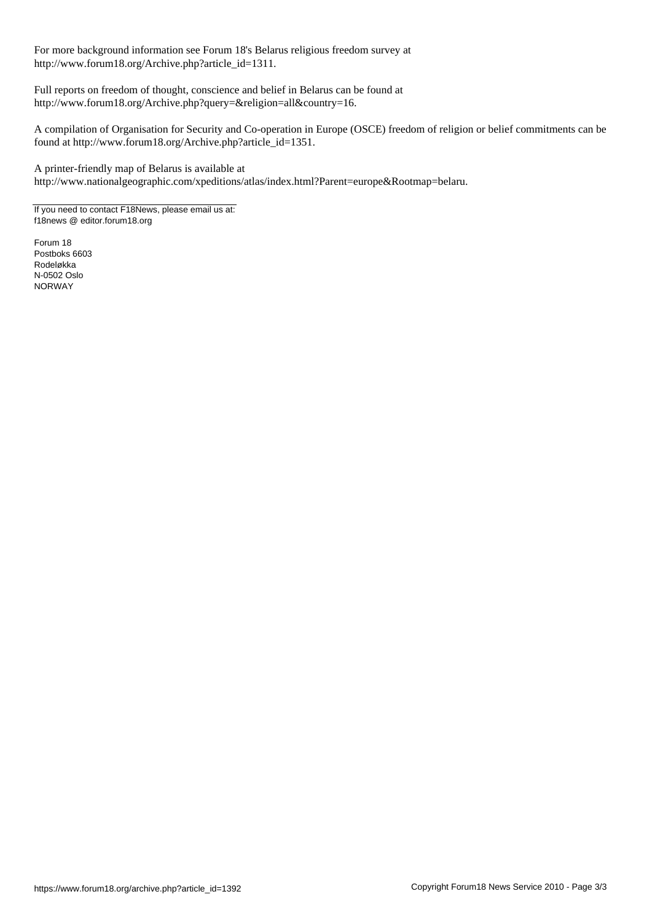For more background information see Forum 18's Belarus religious freedom survey at http://www.forum18.org/Archive.php?article_id=1311.

Full reports on freedom of thought, conscience and belief in Belarus can be found at http://www.forum18.org/Archive.php?query=&religion=all&country=16.

A compilation of Organisation for Security and Co-operation in Europe (OSCE) freedom of religion or belief commitments can be found at http://www.forum18.org/Archive.php?article_id=1351.

A printer-friendly map of Belarus is available at http://www.nationalgeographic.com/xpeditions/atlas/index.html?Parent=europe&Rootmap=belaru.

---

If you need to contact F18News, please email us at:
f18news @ editor.forum18.org

Forum 18
Postboks 6603
Rodeløkka
N-0502 Oslo
NORWAY